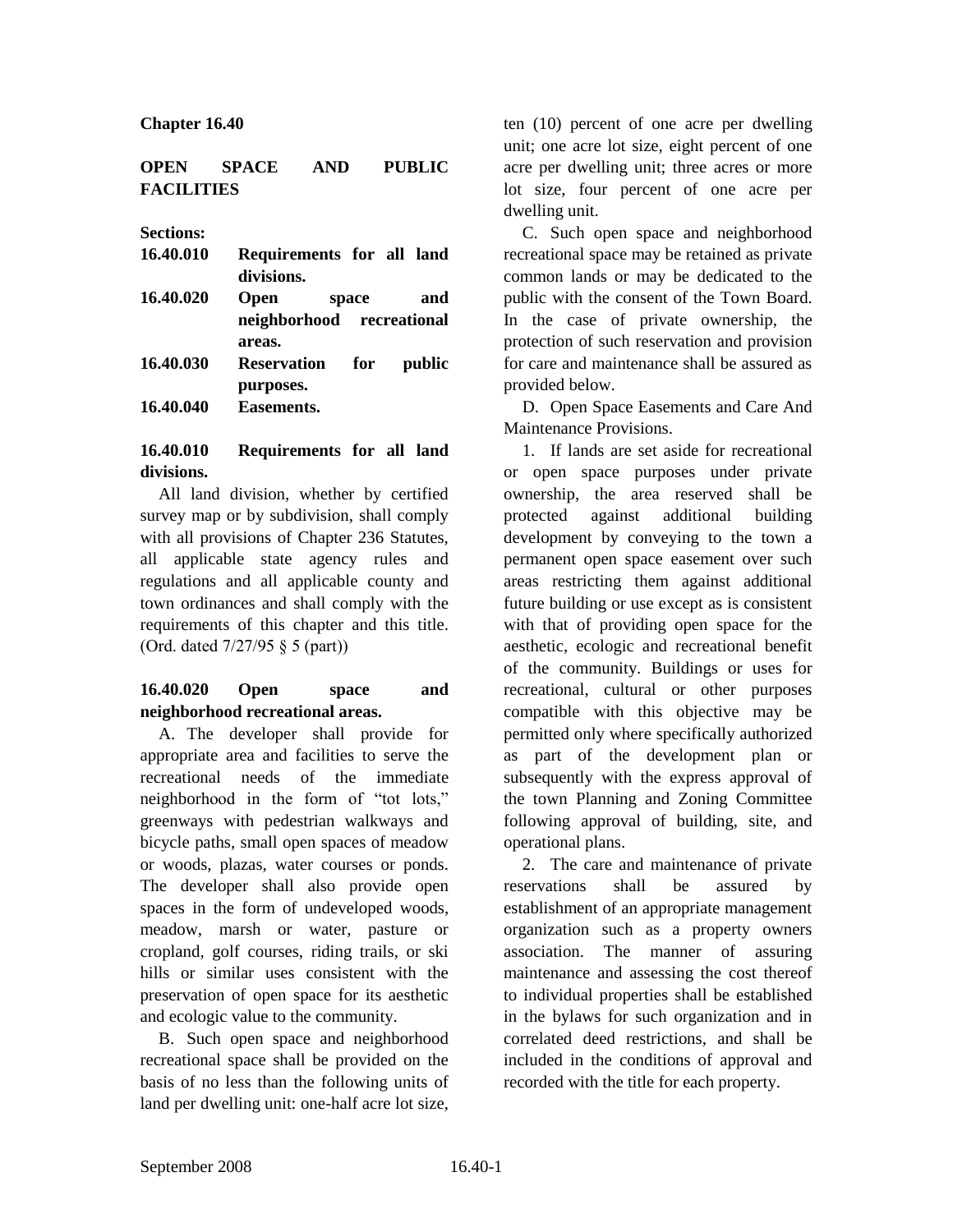# Chapter 16.40

# OPEN SPACE AND PUBLIC FACILITIES

**Sections:**

| | |
|---|---|
| **16.40.010** | **Requirements for all land divisions.** |
| **16.40.020** | **Open space and neighborhood recreational areas.** |
| **16.40.030** | **Reservation for public purposes.** |
| **16.40.040** | **Easements.** |

## 16.40.010 Requirements for all land divisions.

All land division, whether by certified survey map or by subdivision, shall comply with all provisions of Chapter 236 Statutes, all applicable state agency rules and regulations and all applicable county and town ordinances and shall comply with the requirements of this chapter and this title. (Ord. dated 7/27/95 § 5 (part))

## 16.40.020 Open space and neighborhood recreational areas.

A. The developer shall provide for appropriate area and facilities to serve the recreational needs of the immediate neighborhood in the form of "tot lots," greenways with pedestrian walkways and bicycle paths, small open spaces of meadow or woods, plazas, water courses or ponds. The developer shall also provide open spaces in the form of undeveloped woods, meadow, marsh or water, pasture or cropland, golf courses, riding trails, or ski hills or similar uses consistent with the preservation of open space for its aesthetic and ecologic value to the community.

B. Such open space and neighborhood recreational space shall be provided on the basis of no less than the following units of land per dwelling unit: one-half acre lot size, ten (10) percent of one acre per dwelling unit; one acre lot size, eight percent of one acre per dwelling unit; three acres or more lot size, four percent of one acre per dwelling unit.

C. Such open space and neighborhood recreational space may be retained as private common lands or may be dedicated to the public with the consent of the Town Board. In the case of private ownership, the protection of such reservation and provision for care and maintenance shall be assured as provided below.

D. Open Space Easements and Care And Maintenance Provisions.

1. If lands are set aside for recreational or open space purposes under private ownership, the area reserved shall be protected against additional building development by conveying to the town a permanent open space easement over such areas restricting them against additional future building or use except as is consistent with that of providing open space for the aesthetic, ecologic and recreational benefit of the community. Buildings or uses for recreational, cultural or other purposes compatible with this objective may be permitted only where specifically authorized as part of the development plan or subsequently with the express approval of the town Planning and Zoning Committee following approval of building, site, and operational plans.

2. The care and maintenance of private reservations shall be assured by establishment of an appropriate management organization such as a property owners association. The manner of assuring maintenance and assessing the cost thereof to individual properties shall be established in the bylaws for such organization and in correlated deed restrictions, and shall be included in the conditions of approval and recorded with the title for each property.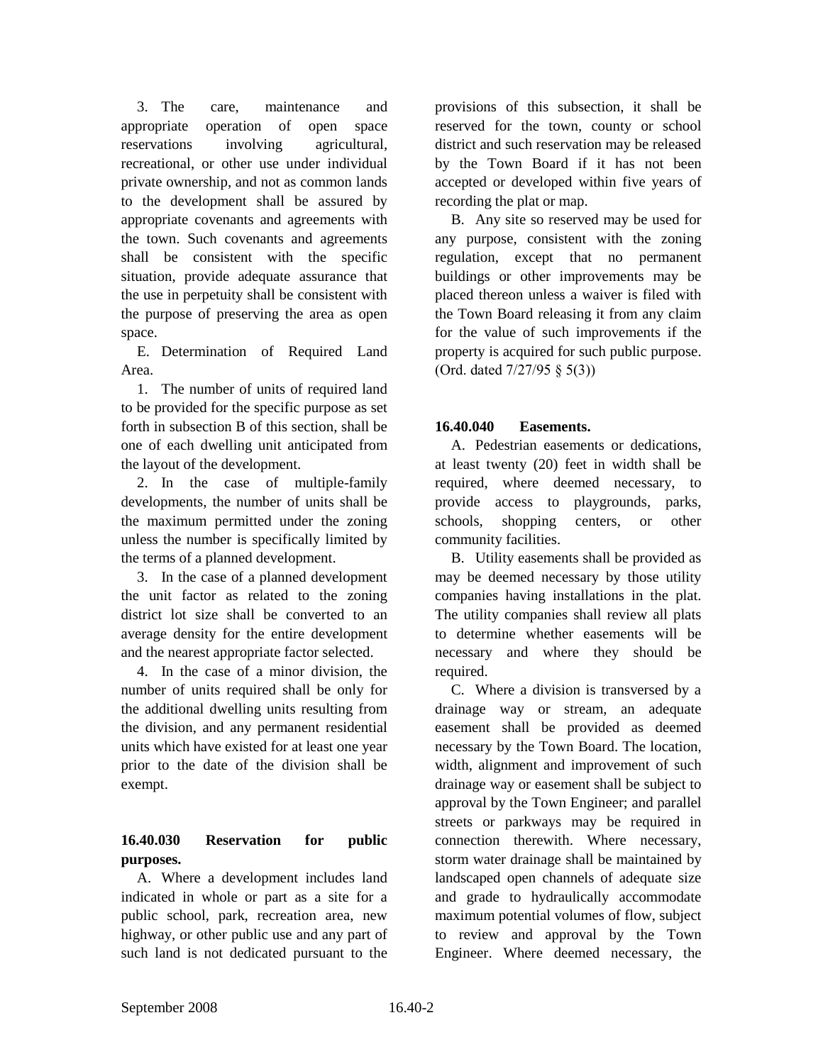3. The care, maintenance and appropriate operation of open space reservations involving agricultural, recreational, or other use under individual private ownership, and not as common lands to the development shall be assured by appropriate covenants and agreements with the town. Such covenants and agreements shall be consistent with the specific situation, provide adequate assurance that the use in perpetuity shall be consistent with the purpose of preserving the area as open space.

E. Determination of Required Land Area.

1. The number of units of required land to be provided for the specific purpose as set forth in subsection B of this section, shall be one of each dwelling unit anticipated from the layout of the development.

2. In the case of multiple-family developments, the number of units shall be the maximum permitted under the zoning unless the number is specifically limited by the terms of a planned development.

3. In the case of a planned development the unit factor as related to the zoning district lot size shall be converted to an average density for the entire development and the nearest appropriate factor selected.

4. In the case of a minor division, the number of units required shall be only for the additional dwelling units resulting from the division, and any permanent residential units which have existed for at least one year prior to the date of the division shall be exempt.

**16.40.030 Reservation for public purposes.**

A. Where a development includes land indicated in whole or part as a site for a public school, park, recreation area, new highway, or other public use and any part of such land is not dedicated pursuant to the provisions of this subsection, it shall be reserved for the town, county or school district and such reservation may be released by the Town Board if it has not been accepted or developed within five years of recording the plat or map.

B. Any site so reserved may be used for any purpose, consistent with the zoning regulation, except that no permanent buildings or other improvements may be placed thereon unless a waiver is filed with the Town Board releasing it from any claim for the value of such improvements if the property is acquired for such public purpose. (Ord. dated 7/27/95 § 5(3))

**16.40.040 Easements.**

A. Pedestrian easements or dedications, at least twenty (20) feet in width shall be required, where deemed necessary, to provide access to playgrounds, parks, schools, shopping centers, or other community facilities.

B. Utility easements shall be provided as may be deemed necessary by those utility companies having installations in the plat. The utility companies shall review all plats to determine whether easements will be necessary and where they should be required.

C. Where a division is transversed by a drainage way or stream, an adequate easement shall be provided as deemed necessary by the Town Board. The location, width, alignment and improvement of such drainage way or easement shall be subject to approval by the Town Engineer; and parallel streets or parkways may be required in connection therewith. Where necessary, storm water drainage shall be maintained by landscaped open channels of adequate size and grade to hydraulically accommodate maximum potential volumes of flow, subject to review and approval by the Town Engineer. Where deemed necessary, the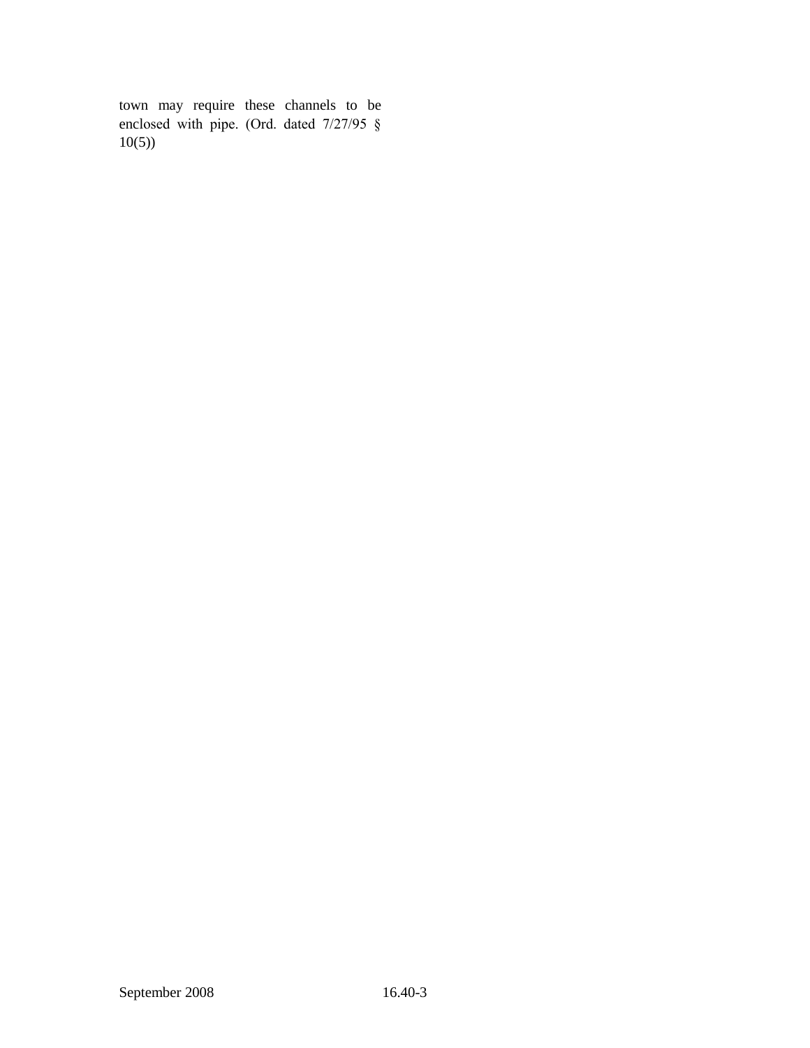town may require these channels to be enclosed with pipe. (Ord. dated 7/27/95 § 10(5))